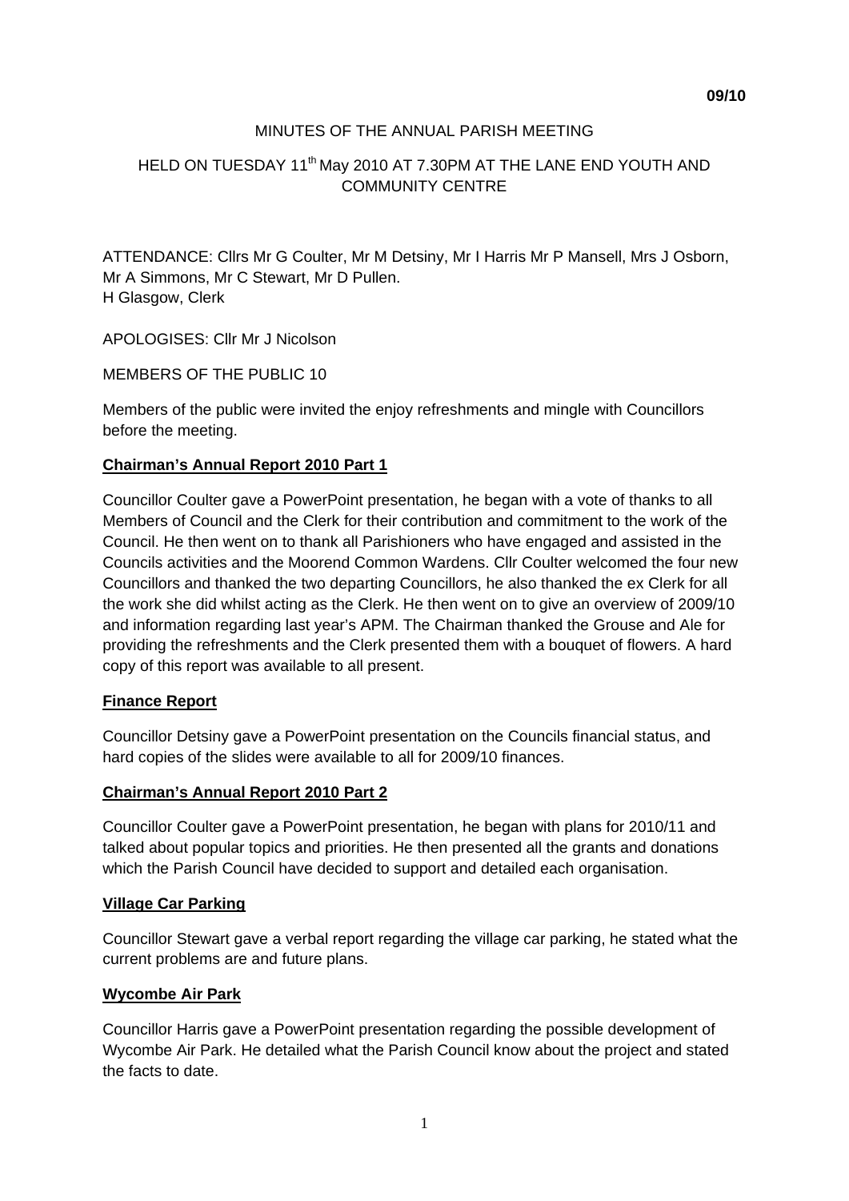09/10

MINUTES OF THE ANNUAL PARISH MEETING

HELD ON TUESDAY 11th May 2010 AT 7.30PM AT THE LANE END YOUTH AND COMMUNITY CENTRE

ATTENDANCE: Cllrs Mr G Coulter, Mr M Detsiny, Mr I Harris Mr P Mansell, Mrs J Osborn, Mr A Simmons, Mr C Stewart, Mr D Pullen.
H Glasgow, Clerk

APOLOGISES: Cllr Mr J Nicolson

MEMBERS OF THE PUBLIC 10

Members of the public were invited the enjoy refreshments and mingle with Councillors before the meeting.

**Chairman's Annual Report 2010 Part 1**

Councillor Coulter gave a PowerPoint presentation, he began with a vote of thanks to all Members of Council and the Clerk for their contribution and commitment to the work of the Council. He then went on to thank all Parishioners who have engaged and assisted in the Councils activities and the Moorend Common Wardens. Cllr Coulter welcomed the four new Councillors and thanked the two departing Councillors, he also thanked the ex Clerk for all the work she did whilst acting as the Clerk. He then went on to give an overview of 2009/10 and information regarding last year's APM. The Chairman thanked the Grouse and Ale for providing the refreshments and the Clerk presented them with a bouquet of flowers. A hard copy of this report was available to all present.

**Finance Report**

Councillor Detsiny gave a PowerPoint presentation on the Councils financial status, and hard copies of the slides were available to all for 2009/10 finances.

**Chairman's Annual Report 2010 Part 2**

Councillor Coulter gave a PowerPoint presentation, he began with plans for 2010/11 and talked about popular topics and priorities. He then presented all the grants and donations which the Parish Council have decided to support and detailed each organisation.

**Village Car Parking**

Councillor Stewart gave a verbal report regarding the village car parking, he stated what the current problems are and future plans.

**Wycombe Air Park**

Councillor Harris gave a PowerPoint presentation regarding the possible development of Wycombe Air Park. He detailed what the Parish Council know about the project and stated the facts to date.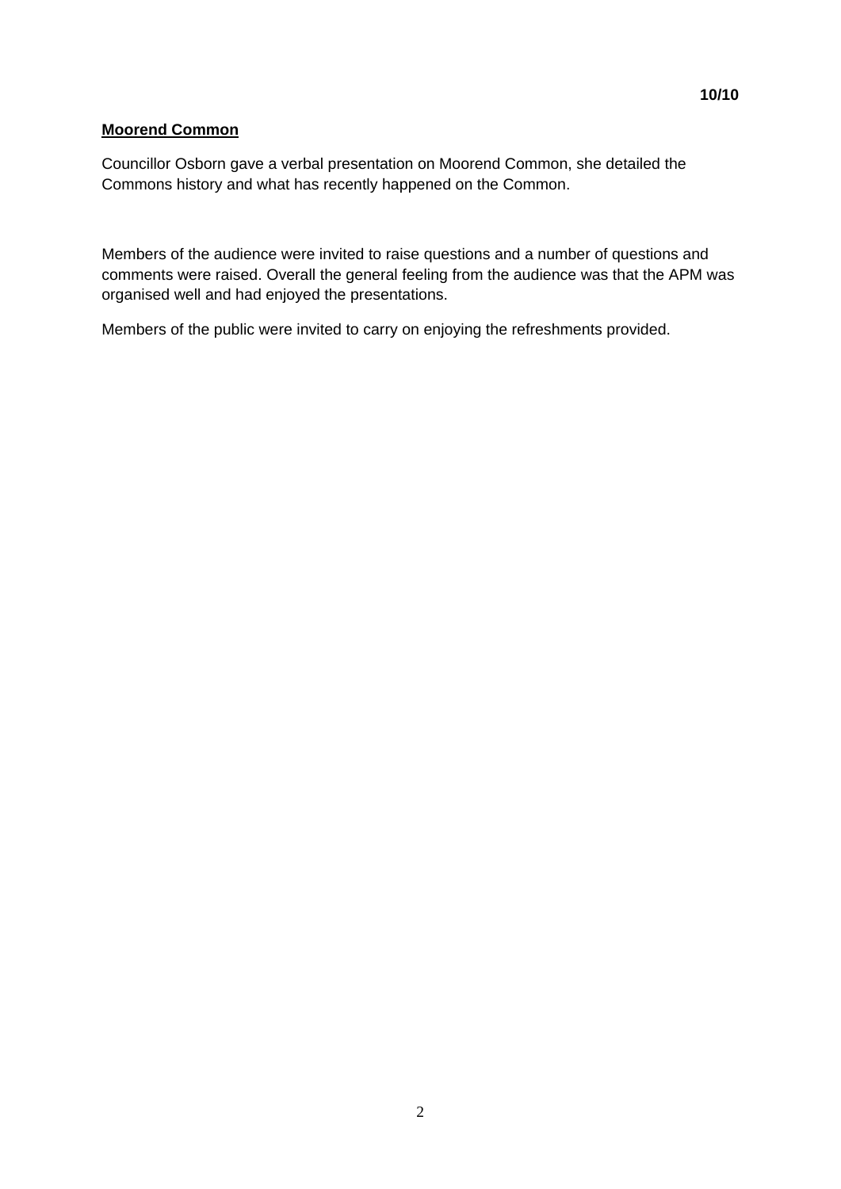10/10

**Moorend Common**

Councillor Osborn gave a verbal presentation on Moorend Common, she detailed the Commons history and what has recently happened on the Common.

Members of the audience were invited to raise questions and a number of questions and comments were raised. Overall the general feeling from the audience was that the APM was organised well and had enjoyed the presentations.

Members of the public were invited to carry on enjoying the refreshments provided.